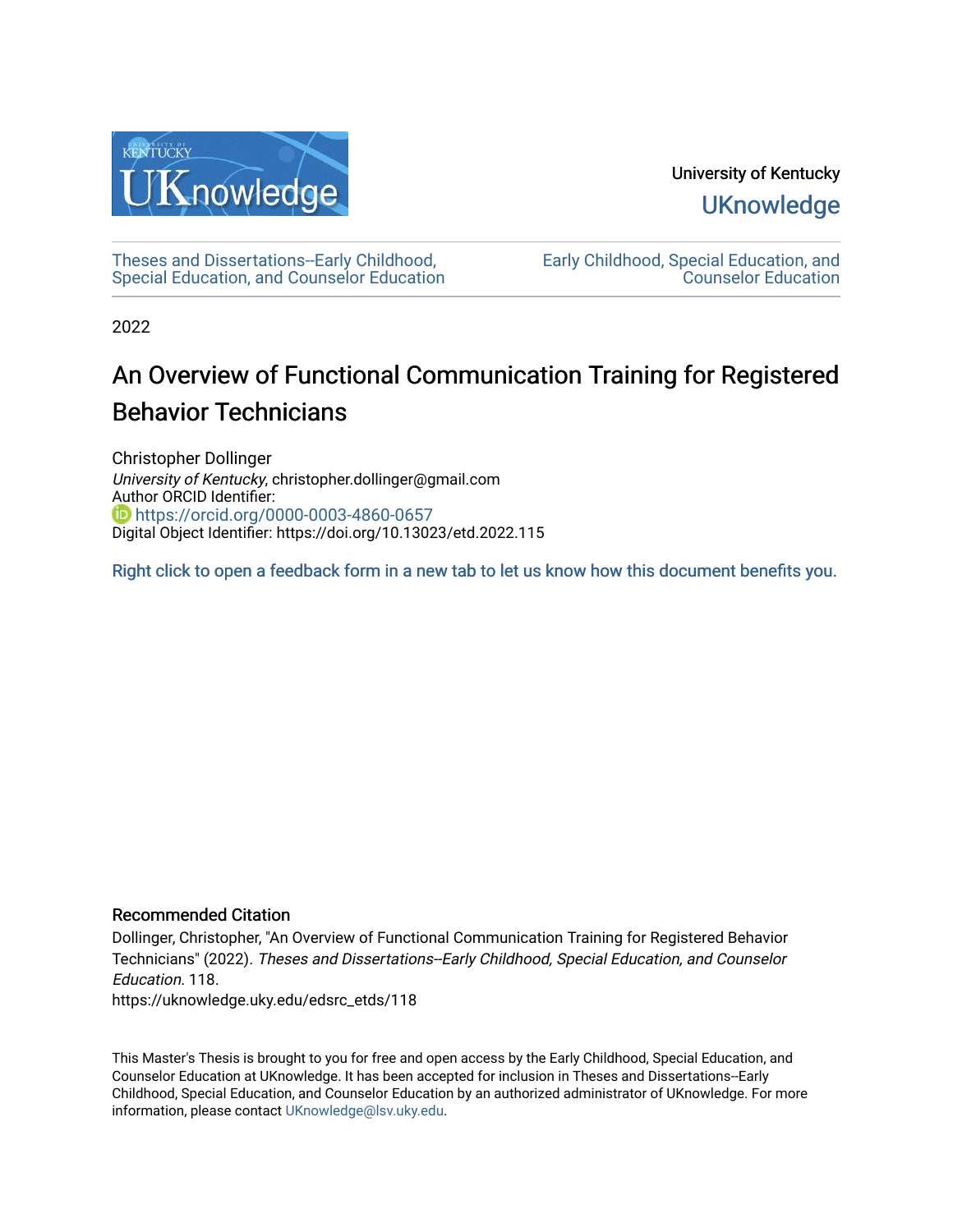University of Kentucky

UKnowledge

Theses and Dissertations--Early Childhood, Special Education, and Counselor Education

Early Childhood, Special Education, and Counselor Education

2022

# An Overview of Functional Communication Training for Registered Behavior Technicians

Christopher Dollinger
*University of Kentucky*, christopher.dollinger@gmail.com
Author ORCID Identifier:
https://orcid.org/0000-0003-4860-0657
Digital Object Identifier: https://doi.org/10.13023/etd.2022.115

Right click to open a feedback form in a new tab to let us know how this document benefits you.

## Recommended Citation

Dollinger, Christopher, "An Overview of Functional Communication Training for Registered Behavior Technicians" (2022). *Theses and Dissertations--Early Childhood, Special Education, and Counselor Education*. 118.
https://uknowledge.uky.edu/edsrc_etds/118

This Master's Thesis is brought to you for free and open access by the Early Childhood, Special Education, and Counselor Education at UKnowledge. It has been accepted for inclusion in Theses and Dissertations--Early Childhood, Special Education, and Counselor Education by an authorized administrator of UKnowledge. For more information, please contact UKnowledge@lsv.uky.edu.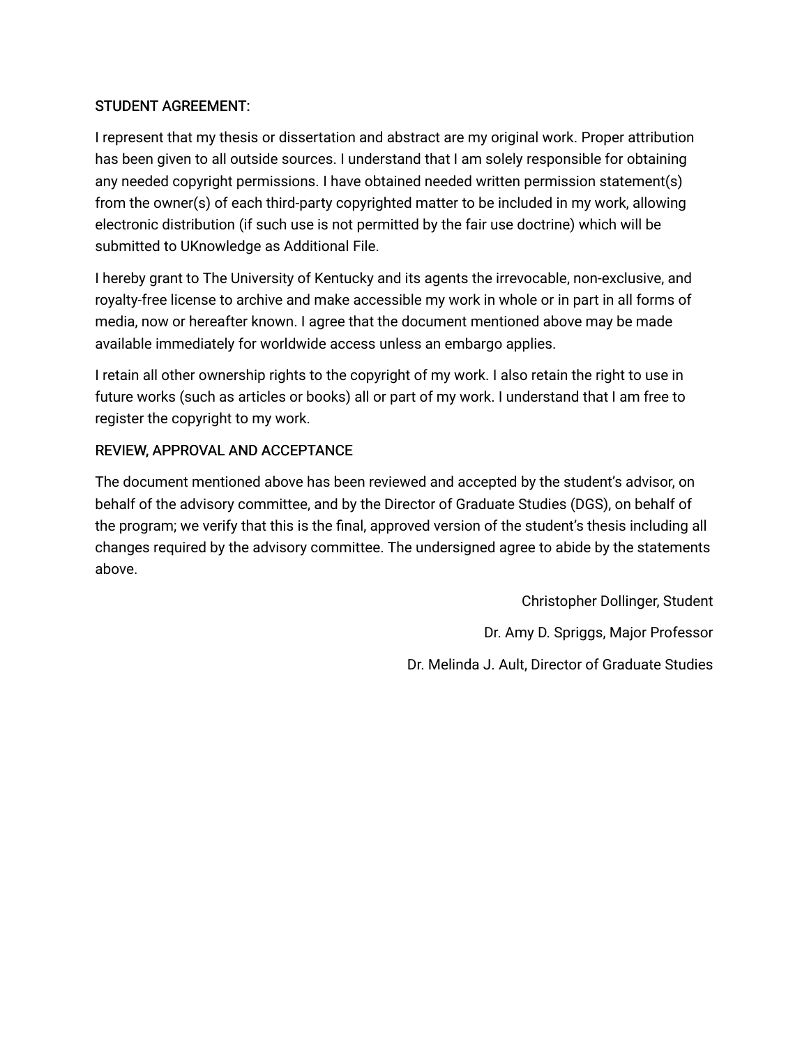STUDENT AGREEMENT:

I represent that my thesis or dissertation and abstract are my original work. Proper attribution has been given to all outside sources. I understand that I am solely responsible for obtaining any needed copyright permissions. I have obtained needed written permission statement(s) from the owner(s) of each third-party copyrighted matter to be included in my work, allowing electronic distribution (if such use is not permitted by the fair use doctrine) which will be submitted to UKnowledge as Additional File.

I hereby grant to The University of Kentucky and its agents the irrevocable, non-exclusive, and royalty-free license to archive and make accessible my work in whole or in part in all forms of media, now or hereafter known. I agree that the document mentioned above may be made available immediately for worldwide access unless an embargo applies.

I retain all other ownership rights to the copyright of my work. I also retain the right to use in future works (such as articles or books) all or part of my work. I understand that I am free to register the copyright to my work.

REVIEW, APPROVAL AND ACCEPTANCE

The document mentioned above has been reviewed and accepted by the student's advisor, on behalf of the advisory committee, and by the Director of Graduate Studies (DGS), on behalf of the program; we verify that this is the final, approved version of the student's thesis including all changes required by the advisory committee. The undersigned agree to abide by the statements above.

Christopher Dollinger, Student

Dr. Amy D. Spriggs, Major Professor

Dr. Melinda J. Ault, Director of Graduate Studies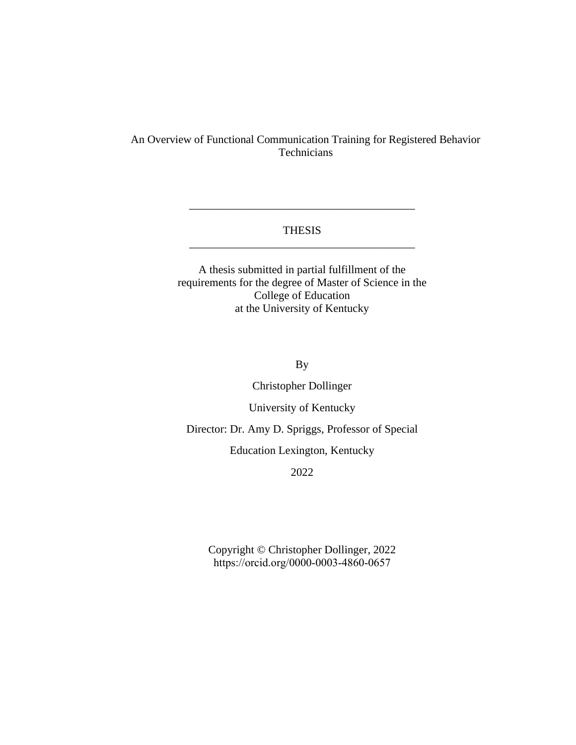An Overview of Functional Communication Training for Registered Behavior Technicians

---

THESIS

---

A thesis submitted in partial fulfillment of the requirements for the degree of Master of Science in the College of Education at the University of Kentucky

By

Christopher Dollinger

University of Kentucky

Director: Dr. Amy D. Spriggs, Professor of Special

Education Lexington, Kentucky

2022

Copyright © Christopher Dollinger, 2022
https://orcid.org/0000-0003-4860-0657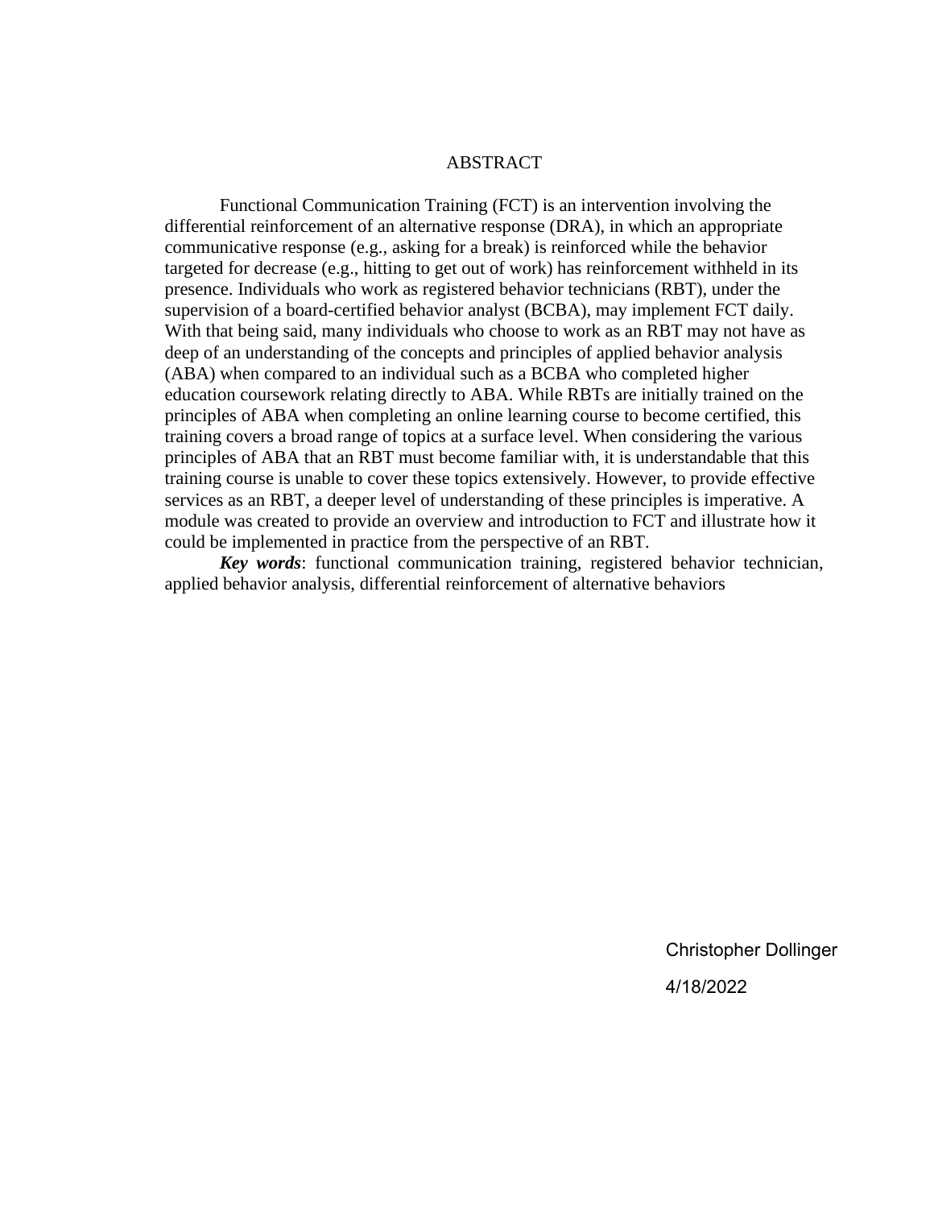# ABSTRACT

Functional Communication Training (FCT) is an intervention involving the differential reinforcement of an alternative response (DRA), in which an appropriate communicative response (e.g., asking for a break) is reinforced while the behavior targeted for decrease (e.g., hitting to get out of work) has reinforcement withheld in its presence. Individuals who work as registered behavior technicians (RBT), under the supervision of a board-certified behavior analyst (BCBA), may implement FCT daily. With that being said, many individuals who choose to work as an RBT may not have as deep of an understanding of the concepts and principles of applied behavior analysis (ABA) when compared to an individual such as a BCBA who completed higher education coursework relating directly to ABA. While RBTs are initially trained on the principles of ABA when completing an online learning course to become certified, this training covers a broad range of topics at a surface level. When considering the various principles of ABA that an RBT must become familiar with, it is understandable that this training course is unable to cover these topics extensively. However, to provide effective services as an RBT, a deeper level of understanding of these principles is imperative. A module was created to provide an overview and introduction to FCT and illustrate how it could be implemented in practice from the perspective of an RBT.

***Key words***: functional communication training, registered behavior technician, applied behavior analysis, differential reinforcement of alternative behaviors

Christopher Dollinger

4/18/2022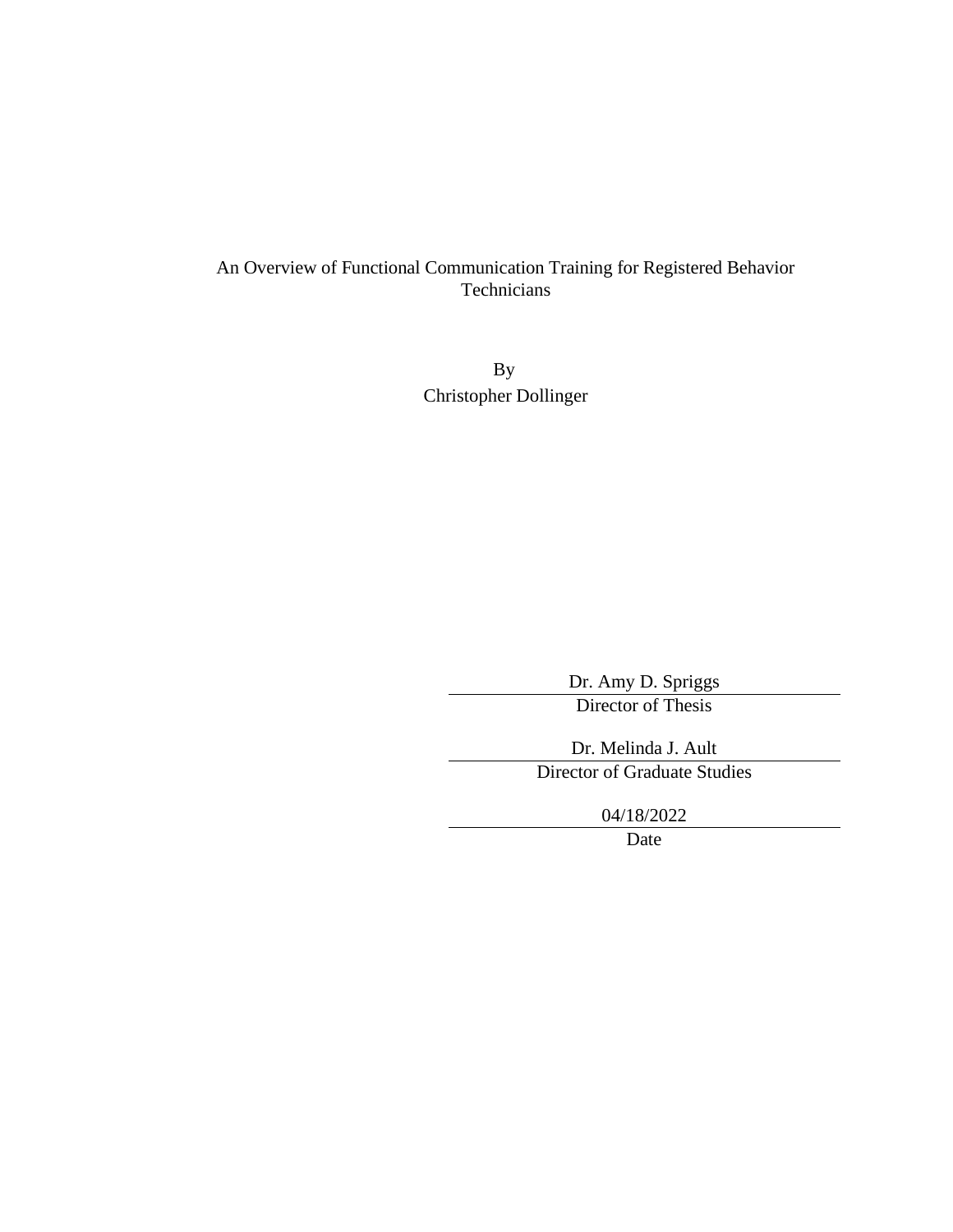An Overview of Functional Communication Training for Registered Behavior Technicians

By

Christopher Dollinger

Dr. Amy D. Spriggs

Director of Thesis

Dr. Melinda J. Ault

Director of Graduate Studies

04/18/2022

Date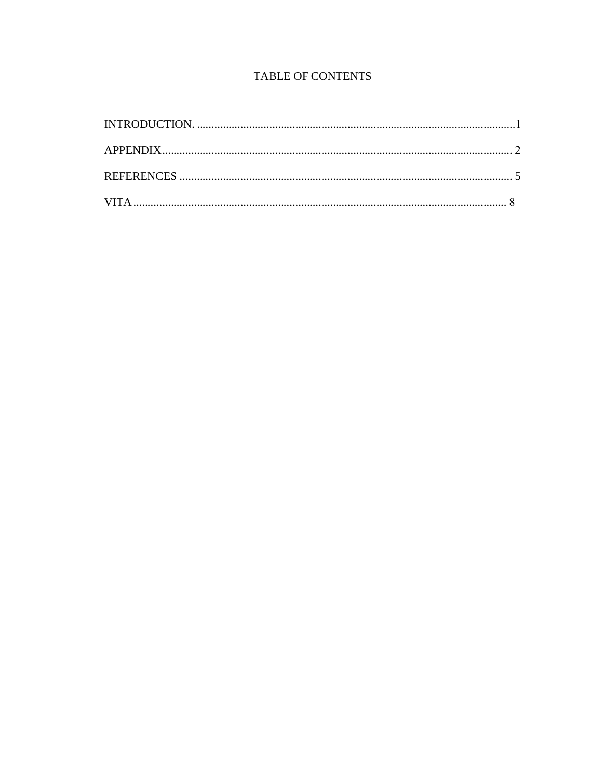# TABLE OF CONTENTS

INTRODUCTION. ............................................................................................................1

APPENDIX........................................................................................................................ 2

REFERENCES .................................................................................................................. 5

VITA................................................................................................................................. 8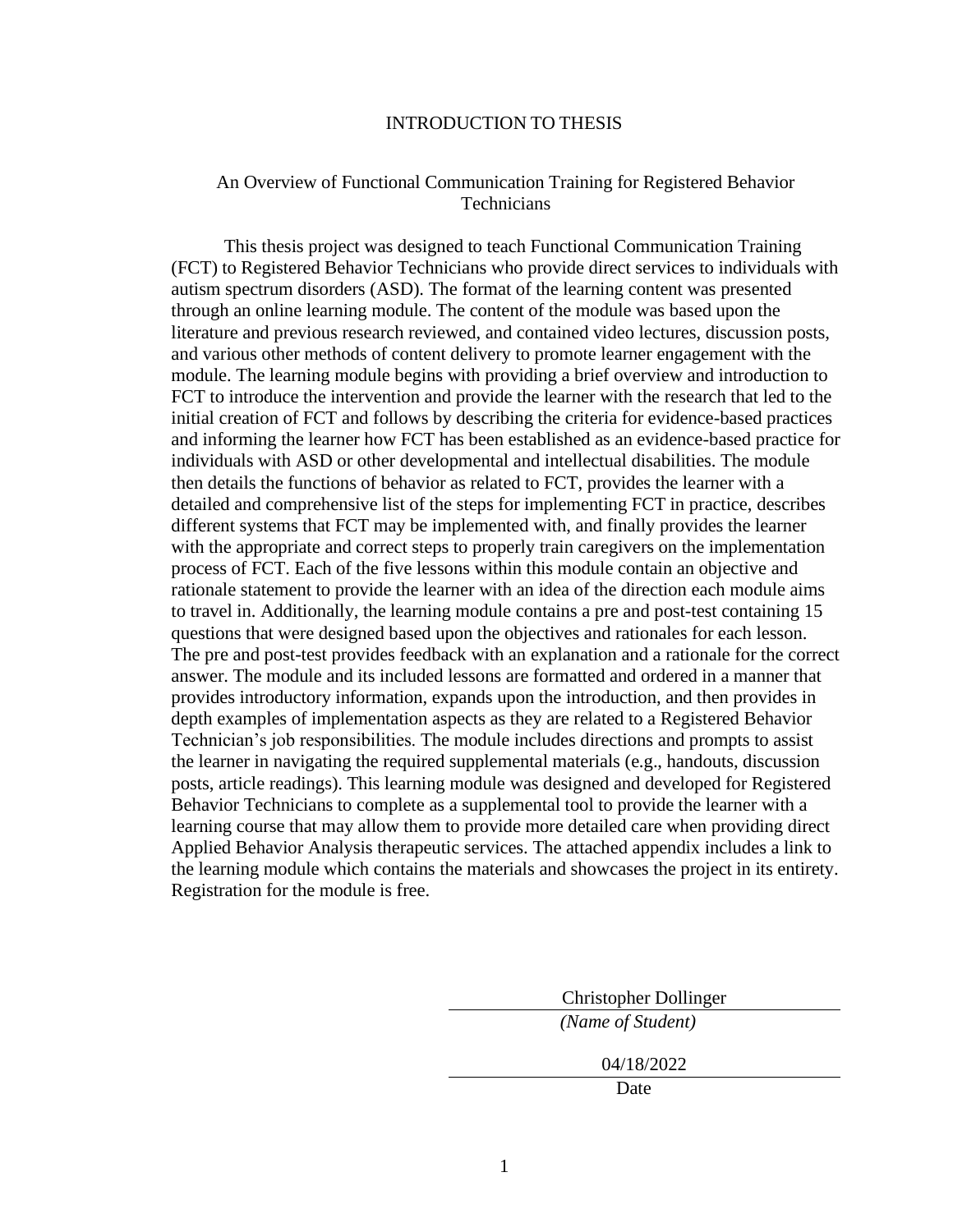# INTRODUCTION TO THESIS

## An Overview of Functional Communication Training for Registered Behavior Technicians

This thesis project was designed to teach Functional Communication Training (FCT) to Registered Behavior Technicians who provide direct services to individuals with autism spectrum disorders (ASD). The format of the learning content was presented through an online learning module. The content of the module was based upon the literature and previous research reviewed, and contained video lectures, discussion posts, and various other methods of content delivery to promote learner engagement with the module. The learning module begins with providing a brief overview and introduction to FCT to introduce the intervention and provide the learner with the research that led to the initial creation of FCT and follows by describing the criteria for evidence-based practices and informing the learner how FCT has been established as an evidence-based practice for individuals with ASD or other developmental and intellectual disabilities. The module then details the functions of behavior as related to FCT, provides the learner with a detailed and comprehensive list of the steps for implementing FCT in practice, describes different systems that FCT may be implemented with, and finally provides the learner with the appropriate and correct steps to properly train caregivers on the implementation process of FCT. Each of the five lessons within this module contain an objective and rationale statement to provide the learner with an idea of the direction each module aims to travel in. Additionally, the learning module contains a pre and post-test containing 15 questions that were designed based upon the objectives and rationales for each lesson. The pre and post-test provides feedback with an explanation and a rationale for the correct answer. The module and its included lessons are formatted and ordered in a manner that provides introductory information, expands upon the introduction, and then provides in depth examples of implementation aspects as they are related to a Registered Behavior Technician's job responsibilities. The module includes directions and prompts to assist the learner in navigating the required supplemental materials (e.g., handouts, discussion posts, article readings). This learning module was designed and developed for Registered Behavior Technicians to complete as a supplemental tool to provide the learner with a learning course that may allow them to provide more detailed care when providing direct Applied Behavior Analysis therapeutic services. The attached appendix includes a link to the learning module which contains the materials and showcases the project in its entirety. Registration for the module is free.

Christopher Dollinger
*(Name of Student)*

04/18/2022
Date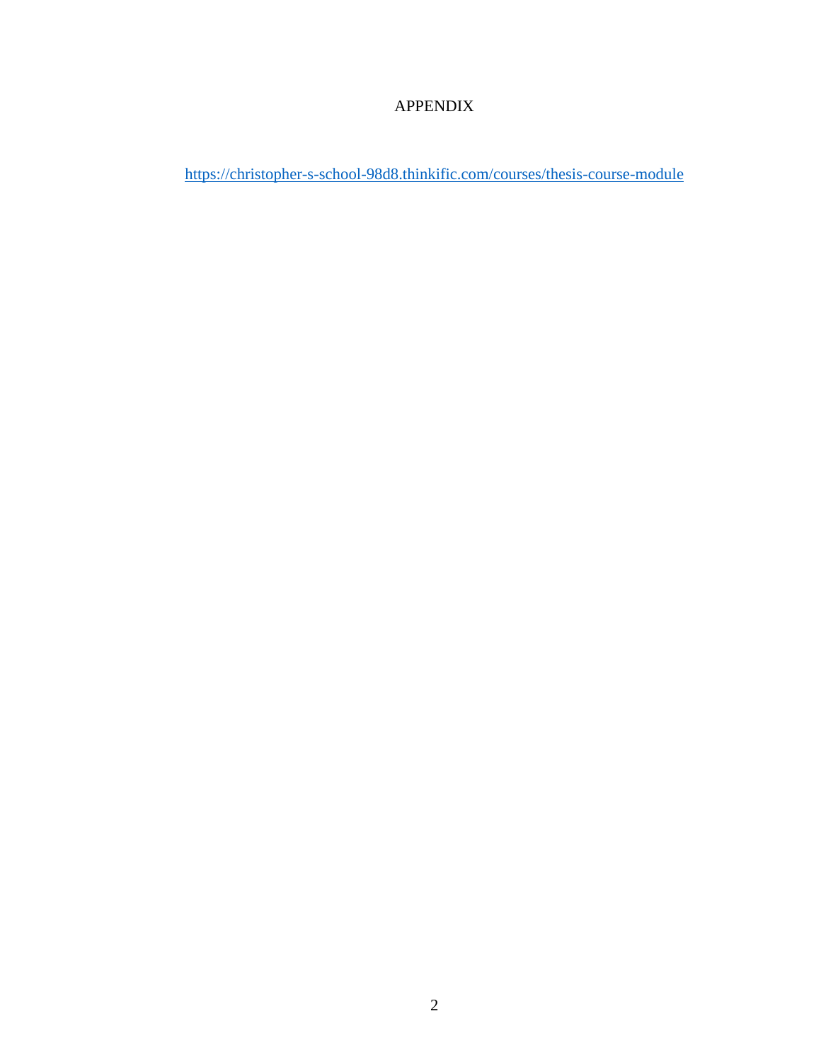# APPENDIX

https://christopher-s-school-98d8.thinkific.com/courses/thesis-course-module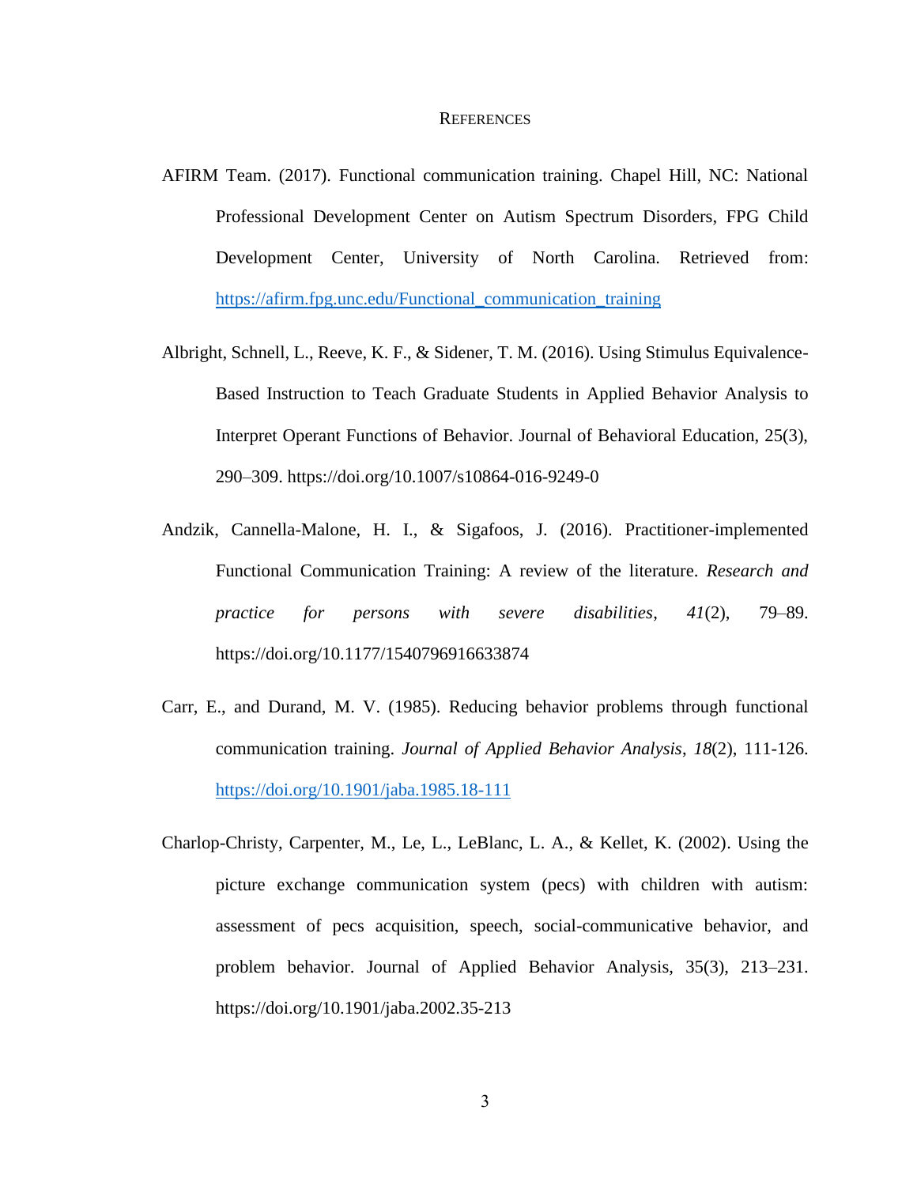# REFERENCES

AFIRM Team. (2017). Functional communication training. Chapel Hill, NC: National Professional Development Center on Autism Spectrum Disorders, FPG Child Development Center, University of North Carolina. Retrieved from: https://afirm.fpg.unc.edu/Functional_communication_training

Albright, Schnell, L., Reeve, K. F., & Sidener, T. M. (2016). Using Stimulus Equivalence-Based Instruction to Teach Graduate Students in Applied Behavior Analysis to Interpret Operant Functions of Behavior. Journal of Behavioral Education, 25(3), 290–309. https://doi.org/10.1007/s10864-016-9249-0

Andzik, Cannella-Malone, H. I., & Sigafoos, J. (2016). Practitioner-implemented Functional Communication Training: A review of the literature. *Research and practice for persons with severe disabilities*, *41*(2), 79–89. https://doi.org/10.1177/1540796916633874

Carr, E., and Durand, M. V. (1985). Reducing behavior problems through functional communication training. *Journal of Applied Behavior Analysis*, *18*(2), 111-126. https://doi.org/10.1901/jaba.1985.18-111

Charlop-Christy, Carpenter, M., Le, L., LeBlanc, L. A., & Kellet, K. (2002). Using the picture exchange communication system (pecs) with children with autism: assessment of pecs acquisition, speech, social-communicative behavior, and problem behavior. Journal of Applied Behavior Analysis, 35(3), 213–231. https://doi.org/10.1901/jaba.2002.35-213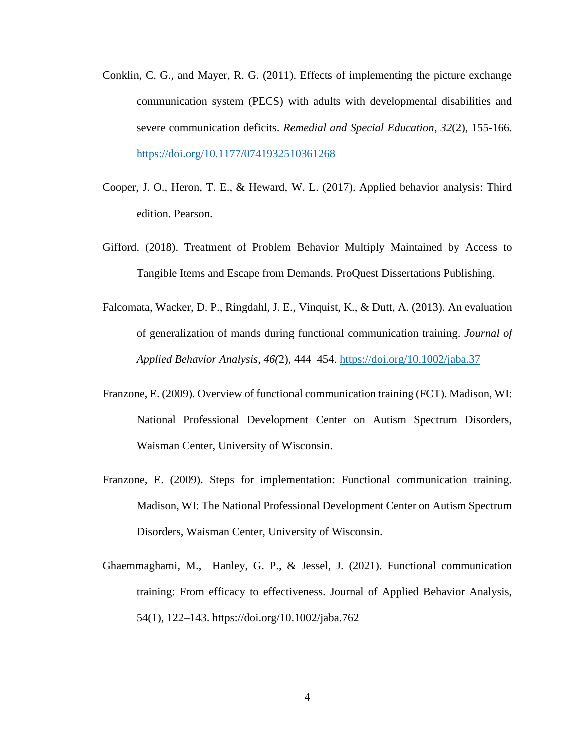Conklin, C. G., and Mayer, R. G. (2011). Effects of implementing the picture exchange communication system (PECS) with adults with developmental disabilities and severe communication deficits. *Remedial and Special Education*, *32*(2), 155-166. https://doi.org/10.1177/0741932510361268

Cooper, J. O., Heron, T. E., & Heward, W. L. (2017). Applied behavior analysis: Third edition. Pearson.

Gifford. (2018). Treatment of Problem Behavior Multiply Maintained by Access to Tangible Items and Escape from Demands. ProQuest Dissertations Publishing.

Falcomata, Wacker, D. P., Ringdahl, J. E., Vinquist, K., & Dutt, A. (2013). An evaluation of generalization of mands during functional communication training. *Journal of Applied Behavior Analysis*, *46(*2), 444–454. https://doi.org/10.1002/jaba.37

Franzone, E. (2009). Overview of functional communication training (FCT). Madison, WI: National Professional Development Center on Autism Spectrum Disorders, Waisman Center, University of Wisconsin.

Franzone, E. (2009). Steps for implementation: Functional communication training. Madison, WI: The National Professional Development Center on Autism Spectrum Disorders, Waisman Center, University of Wisconsin.

Ghaemmaghami, M., Hanley, G. P., & Jessel, J. (2021). Functional communication training: From efficacy to effectiveness. Journal of Applied Behavior Analysis, 54(1), 122–143. https://doi.org/10.1002/jaba.762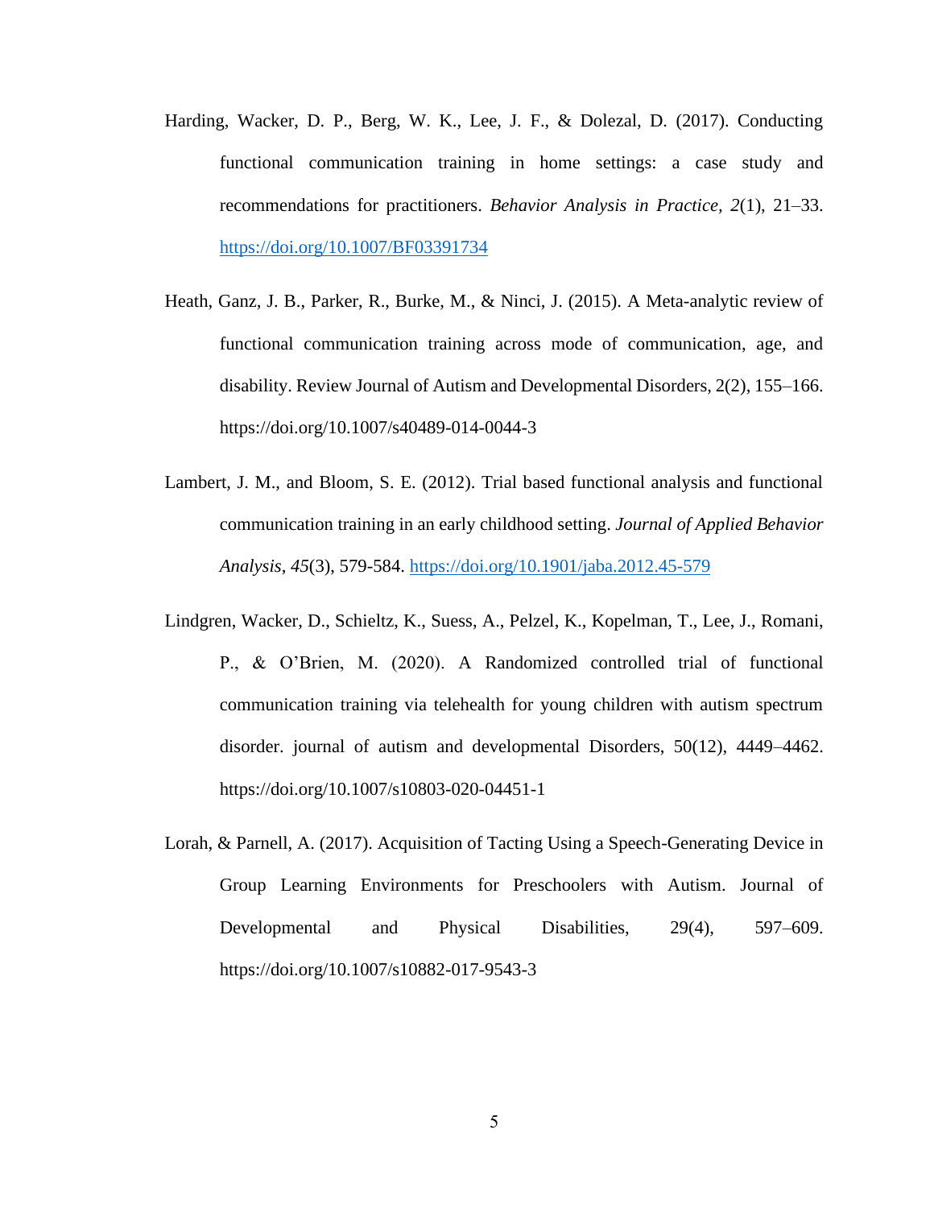Harding, Wacker, D. P., Berg, W. K., Lee, J. F., & Dolezal, D. (2017). Conducting functional communication training in home settings: a case study and recommendations for practitioners. *Behavior Analysis in Practice*, *2*(1), 21–33. https://doi.org/10.1007/BF03391734

Heath, Ganz, J. B., Parker, R., Burke, M., & Ninci, J. (2015). A Meta-analytic review of functional communication training across mode of communication, age, and disability. Review Journal of Autism and Developmental Disorders, 2(2), 155–166. https://doi.org/10.1007/s40489-014-0044-3

Lambert, J. M., and Bloom, S. E. (2012). Trial based functional analysis and functional communication training in an early childhood setting. *Journal of Applied Behavior Analysis*, *45*(3), 579-584. https://doi.org/10.1901/jaba.2012.45-579

Lindgren, Wacker, D., Schieltz, K., Suess, A., Pelzel, K., Kopelman, T., Lee, J., Romani, P., & O'Brien, M. (2020). A Randomized controlled trial of functional communication training via telehealth for young children with autism spectrum disorder. journal of autism and developmental Disorders, 50(12), 4449–4462. https://doi.org/10.1007/s10803-020-04451-1

Lorah, & Parnell, A. (2017). Acquisition of Tacting Using a Speech-Generating Device in Group Learning Environments for Preschoolers with Autism. Journal of Developmental and Physical Disabilities, 29(4), 597–609. https://doi.org/10.1007/s10882-017-9543-3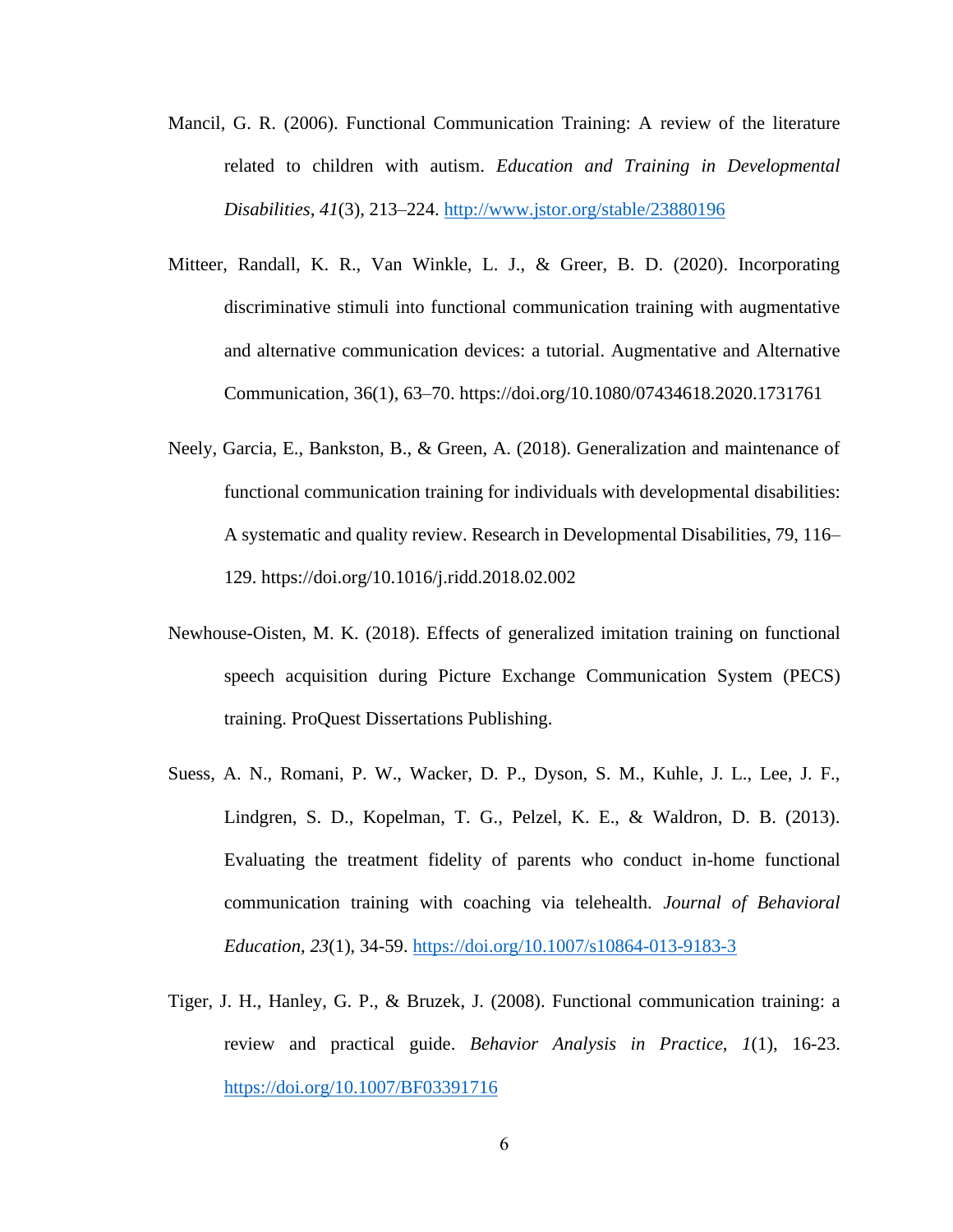Mancil, G. R. (2006). Functional Communication Training: A review of the literature related to children with autism. *Education and Training in Developmental Disabilities*, *41*(3), 213–224. http://www.jstor.org/stable/23880196

Mitteer, Randall, K. R., Van Winkle, L. J., & Greer, B. D. (2020). Incorporating discriminative stimuli into functional communication training with augmentative and alternative communication devices: a tutorial. Augmentative and Alternative Communication, 36(1), 63–70. https://doi.org/10.1080/07434618.2020.1731761

Neely, Garcia, E., Bankston, B., & Green, A. (2018). Generalization and maintenance of functional communication training for individuals with developmental disabilities: A systematic and quality review. Research in Developmental Disabilities, 79, 116–129. https://doi.org/10.1016/j.ridd.2018.02.002

Newhouse-Oisten, M. K. (2018). Effects of generalized imitation training on functional speech acquisition during Picture Exchange Communication System (PECS) training. ProQuest Dissertations Publishing.

Suess, A. N., Romani, P. W., Wacker, D. P., Dyson, S. M., Kuhle, J. L., Lee, J. F., Lindgren, S. D., Kopelman, T. G., Pelzel, K. E., & Waldron, D. B. (2013). Evaluating the treatment fidelity of parents who conduct in-home functional communication training with coaching via telehealth. *Journal of Behavioral Education*, *23*(1), 34-59. https://doi.org/10.1007/s10864-013-9183-3

Tiger, J. H., Hanley, G. P., & Bruzek, J. (2008). Functional communication training: a review and practical guide. *Behavior Analysis in Practice*, *1*(1), 16-23. https://doi.org/10.1007/BF03391716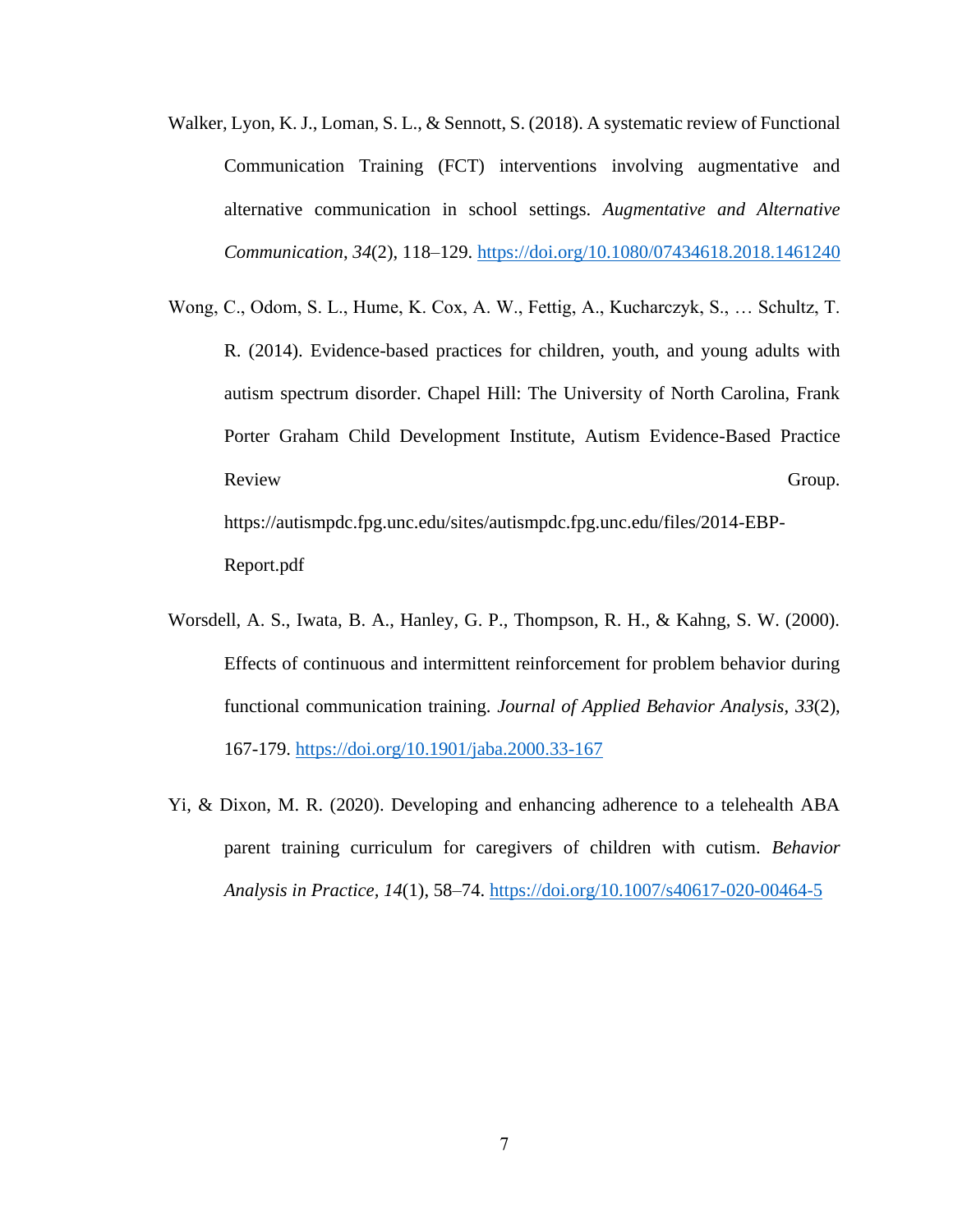Walker, Lyon, K. J., Loman, S. L., & Sennott, S. (2018). A systematic review of Functional Communication Training (FCT) interventions involving augmentative and alternative communication in school settings. *Augmentative and Alternative Communication*, *34*(2), 118–129. https://doi.org/10.1080/07434618.2018.1461240

Wong, C., Odom, S. L., Hume, K. Cox, A. W., Fettig, A., Kucharczyk, S., … Schultz, T. R. (2014). Evidence-based practices for children, youth, and young adults with autism spectrum disorder. Chapel Hill: The University of North Carolina, Frank Porter Graham Child Development Institute, Autism Evidence-Based Practice Review Group. https://autismpdc.fpg.unc.edu/sites/autismpdc.fpg.unc.edu/files/2014-EBP-Report.pdf

Worsdell, A. S., Iwata, B. A., Hanley, G. P., Thompson, R. H., & Kahng, S. W. (2000). Effects of continuous and intermittent reinforcement for problem behavior during functional communication training. *Journal of Applied Behavior Analysis*, *33*(2), 167-179. https://doi.org/10.1901/jaba.2000.33-167

Yi, & Dixon, M. R. (2020). Developing and enhancing adherence to a telehealth ABA parent training curriculum for caregivers of children with cutism. *Behavior Analysis in Practice*, *14*(1), 58–74. https://doi.org/10.1007/s40617-020-00464-5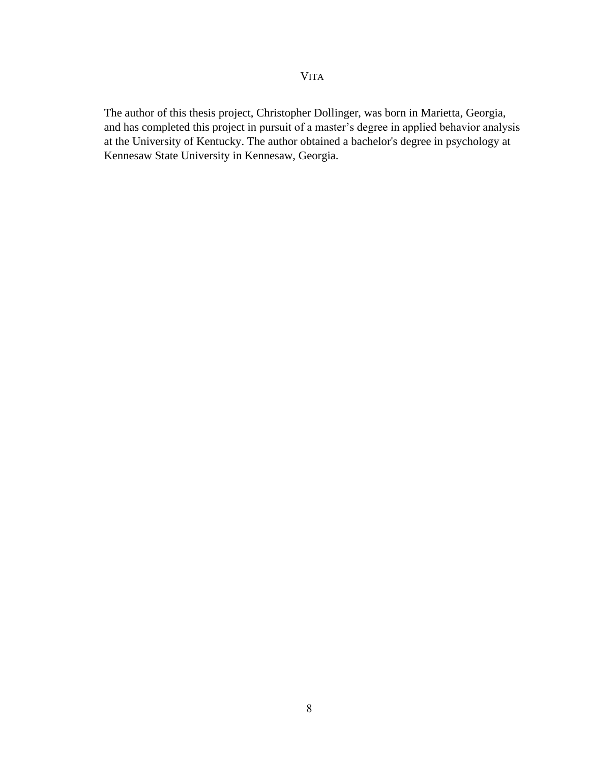# VITA

The author of this thesis project, Christopher Dollinger, was born in Marietta, Georgia, and has completed this project in pursuit of a master's degree in applied behavior analysis at the University of Kentucky. The author obtained a bachelor's degree in psychology at Kennesaw State University in Kennesaw, Georgia.